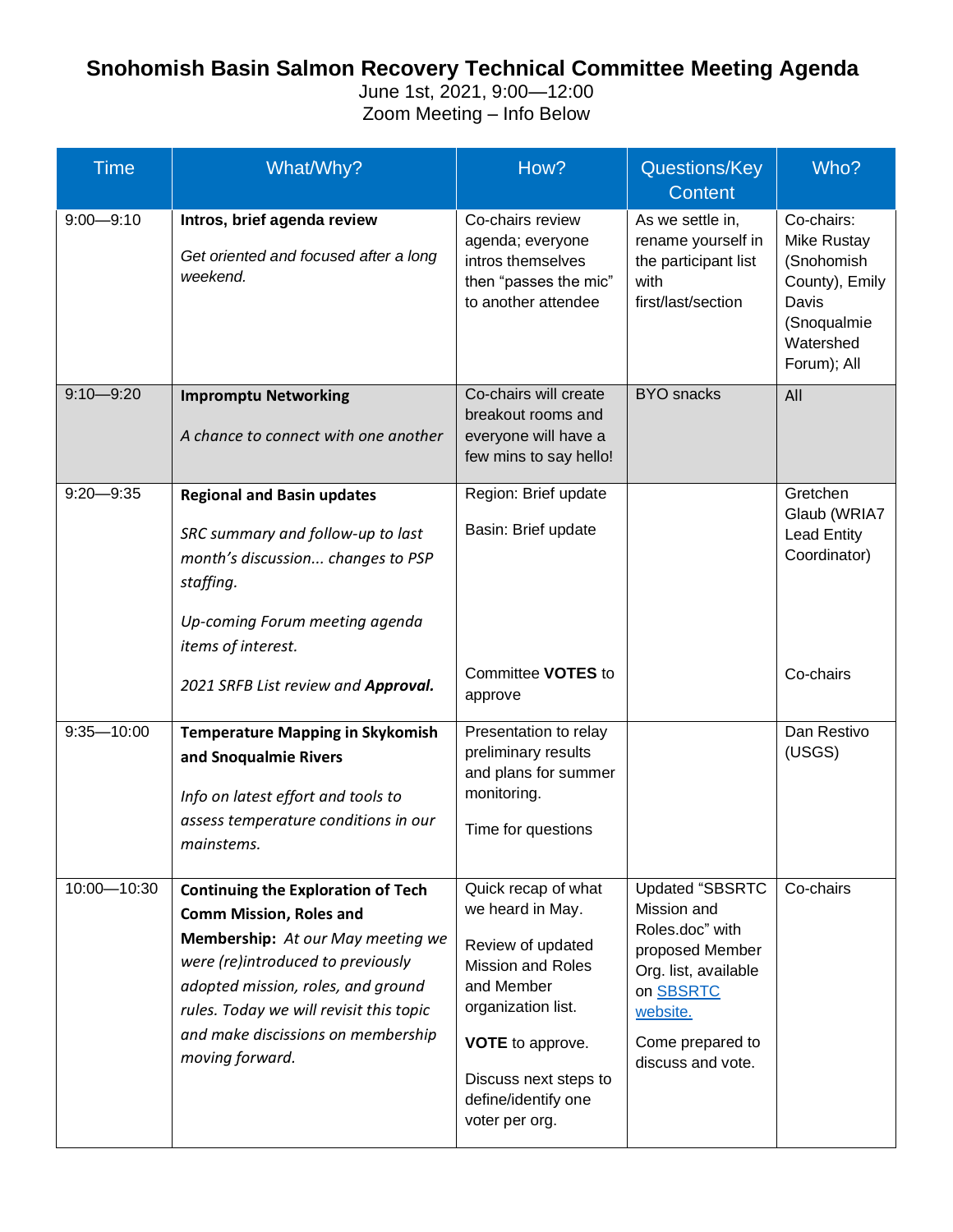# Snohomish Basin Salmon Recovery Technical Committee Meeting Agenda

June 1st, 2021, 9:00—12:00
Zoom Meeting – Info Below

| Time | What/Why? | How? | Questions/Key Content | Who? |
|---|---|---|---|---|
| 9:00—9:10 | **Intros, brief agenda review**<br><br>*Get oriented and focused after a long weekend.* | Co-chairs review agenda; everyone intros themselves then "passes the mic" to another attendee | As we settle in, rename yourself in the participant list with first/last/section | Co-chairs: Mike Rustay (Snohomish County), Emily Davis (Snoqualmie Watershed Forum); All |
| 9:10—9:20 | **Impromptu Networking**<br><br>*A chance to connect with one another* | Co-chairs will create breakout rooms and everyone will have a few mins to say hello! | BYO snacks | All |
| 9:20—9:35 | **Regional and Basin updates**<br><br>*SRC summary and follow-up to last month's discussion... changes to PSP staffing.*<br><br>*Up-coming Forum meeting agenda items of interest.*<br><br>*2021 SRFB List review and* ***Approval.*** | Region: Brief update<br><br>Basin: Brief update<br><br>Committee **VOTES** to approve | | Gretchen Glaub (WRIA7 Lead Entity Coordinator)<br><br>Co-chairs |
| 9:35—10:00 | **Temperature Mapping in Skykomish and Snoqualmie Rivers**<br><br>*Info on latest effort and tools to assess temperature conditions in our mainstems.* | Presentation to relay preliminary results and plans for summer monitoring.<br><br>Time for questions | | Dan Restivo (USGS) |
| 10:00—10:30 | **Continuing the Exploration of Tech Comm Mission, Roles and Membership:** *At our May meeting we were (re)introduced to previously adopted mission, roles, and ground rules. Today we will revisit this topic and make discissions on membership moving forward.* | Quick recap of what we heard in May.<br><br>Review of updated Mission and Roles and Member organization list.<br><br>**VOTE** to approve.<br><br>Discuss next steps to define/identify one voter per org. | Updated "SBSRTC Mission and Roles.doc" with proposed Member Org. list, available on [SBSRTC website.]()<br><br>Come prepared to discuss and vote. | Co-chairs |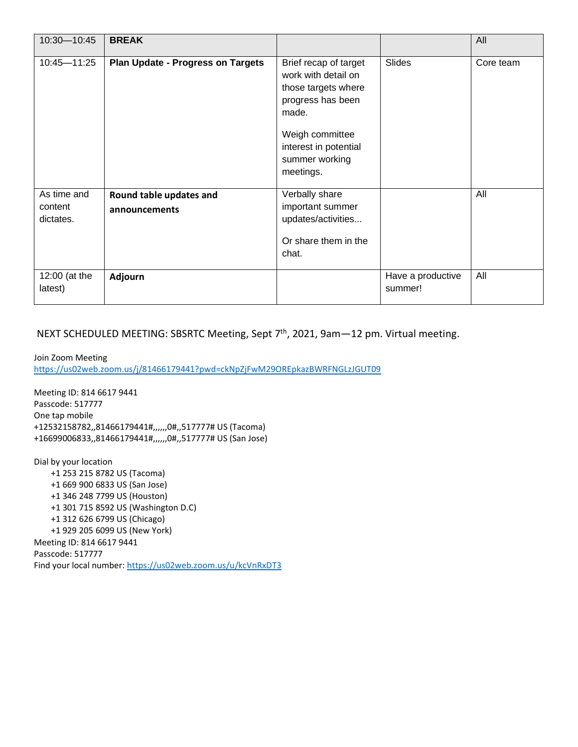| | | | | |
|---|---|---|---|---|
| 10:30—10:45 | **BREAK** | | | All |
| 10:45—11:25 | **Plan Update - Progress on Targets** | Brief recap of target work with detail on those targets where progress has been made.<br><br>Weigh committee interest in potential summer working meetings. | Slides | Core team |
| As time and content dictates. | **Round table updates and announcements** | Verbally share important summer updates/activities...<br><br>Or share them in the chat. | | All |
| 12:00 (at the latest) | **Adjourn** | | Have a productive summer! | All |

NEXT SCHEDULED MEETING: SBSRTC Meeting, Sept 7th, 2021, 9am—12 pm. Virtual meeting.

Join Zoom Meeting
https://us02web.zoom.us/j/81466179441?pwd=ckNpZjFwM29OREpkazBWRFNGLzJGUT09

Meeting ID: 814 6617 9441
Passcode: 517777
One tap mobile
+12532158782,,81466179441#,,,,,,0#,,517777# US (Tacoma)
+16699006833,,81466179441#,,,,,,0#,,517777# US (San Jose)

Dial by your location
+1 253 215 8782 US (Tacoma)
+1 669 900 6833 US (San Jose)
+1 346 248 7799 US (Houston)
+1 301 715 8592 US (Washington D.C)
+1 312 626 6799 US (Chicago)
+1 929 205 6099 US (New York)
Meeting ID: 814 6617 9441
Passcode: 517777
Find your local number: https://us02web.zoom.us/u/kcVnRxDT3